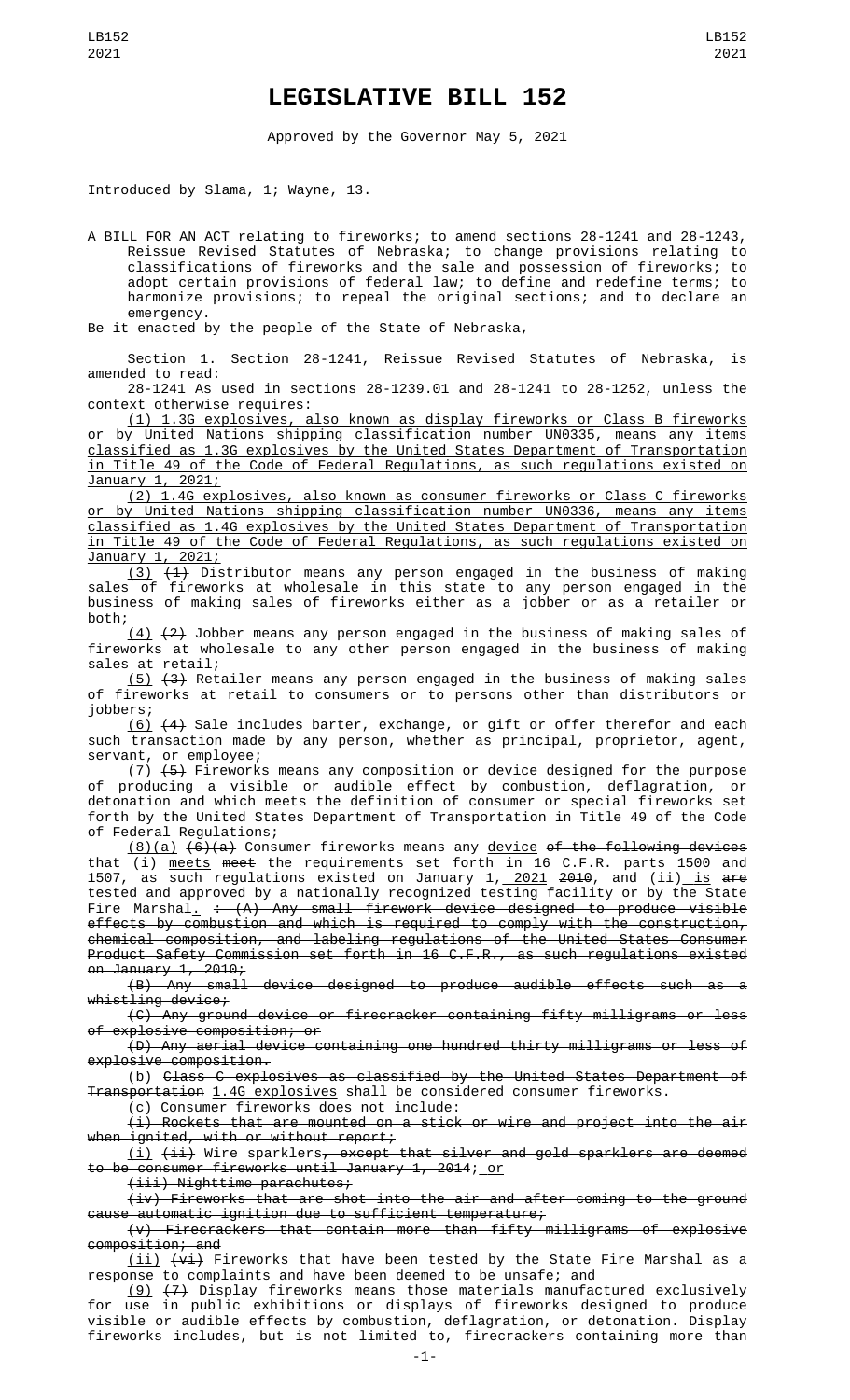# LEGISLATIVE BILL 152

Approved by the Governor May 5, 2021

Introduced by Slama, 1; Wayne, 13.

A BILL FOR AN ACT relating to fireworks; to amend sections 28-1241 and 28-1243, Reissue Revised Statutes of Nebraska; to change provisions relating to classifications of fireworks and the sale and possession of fireworks; to adopt certain provisions of federal law; to define and redefine terms; to harmonize provisions; to repeal the original sections; and to declare an emergency.

Be it enacted by the people of the State of Nebraska,

Section 1. Section 28-1241, Reissue Revised Statutes of Nebraska, is amended to read:

28-1241 As used in sections 28-1239.01 and 28-1241 to 28-1252, unless the context otherwise requires:

(1) 1.3G explosives, also known as display fireworks or Class B fireworks or by United Nations shipping classification number UN0335, means any items classified as 1.3G explosives by the United States Department of Transportation in Title 49 of the Code of Federal Regulations, as such regulations existed on January 1, 2021;

(2) 1.4G explosives, also known as consumer fireworks or Class C fireworks or by United Nations shipping classification number UN0336, means any items classified as 1.4G explosives by the United States Department of Transportation in Title 49 of the Code of Federal Regulations, as such regulations existed on January 1, 2021;

(3) ~~(1)~~ Distributor means any person engaged in the business of making sales of fireworks at wholesale in this state to any person engaged in the business of making sales of fireworks either as a jobber or as a retailer or both;

(4) ~~(2)~~ Jobber means any person engaged in the business of making sales of fireworks at wholesale to any other person engaged in the business of making sales at retail;

(5) ~~(3)~~ Retailer means any person engaged in the business of making sales of fireworks at retail to consumers or to persons other than distributors or jobbers;

(6) ~~(4)~~ Sale includes barter, exchange, or gift or offer therefor and each such transaction made by any person, whether as principal, proprietor, agent, servant, or employee;

(7) ~~(5)~~ Fireworks means any composition or device designed for the purpose of producing a visible or audible effect by combustion, deflagration, or detonation and which meets the definition of consumer or special fireworks set forth by the United States Department of Transportation in Title 49 of the Code of Federal Regulations;

(8)(a) ~~(6)(a)~~ Consumer fireworks means any device ~~of the following devices~~ that (i) meets ~~meet~~ the requirements set forth in 16 C.F.R. parts 1500 and 1507, as such regulations existed on January 1, 2021 ~~2010~~, and (ii) is ~~are~~ tested and approved by a nationally recognized testing facility or by the State Fire Marshal. ~~: (A) Any small firework device designed to produce visible effects by combustion and which is required to comply with the construction, chemical composition, and labeling regulations of the United States Consumer Product Safety Commission set forth in 16 C.F.R., as such regulations existed on January 1, 2010;~~

~~(B) Any small device designed to produce audible effects such as a whistling device;~~

~~(C) Any ground device or firecracker containing fifty milligrams or less of explosive composition; or~~

~~(D) Any aerial device containing one hundred thirty milligrams or less of explosive composition.~~

(b) ~~Class C explosives as classified by the United States Department of Transportation~~ 1.4G explosives shall be considered consumer fireworks.

(c) Consumer fireworks does not include:

~~(i) Rockets that are mounted on a stick or wire and project into the air when ignited, with or without report;~~

(i) ~~(ii)~~ Wire sparklers~~, except that silver and gold sparklers are deemed to be consumer fireworks until January 1, 2014~~; or

~~(iii) Nighttime parachutes;~~

~~(iv) Fireworks that are shot into the air and after coming to the ground cause automatic ignition due to sufficient temperature;~~

~~(v) Firecrackers that contain more than fifty milligrams of explosive composition; and~~

(ii) ~~(vi)~~ Fireworks that have been tested by the State Fire Marshal as a response to complaints and have been deemed to be unsafe; and

(9) ~~(7)~~ Display fireworks means those materials manufactured exclusively for use in public exhibitions or displays of fireworks designed to produce visible or audible effects by combustion, deflagration, or detonation. Display fireworks includes, but is not limited to, firecrackers containing more than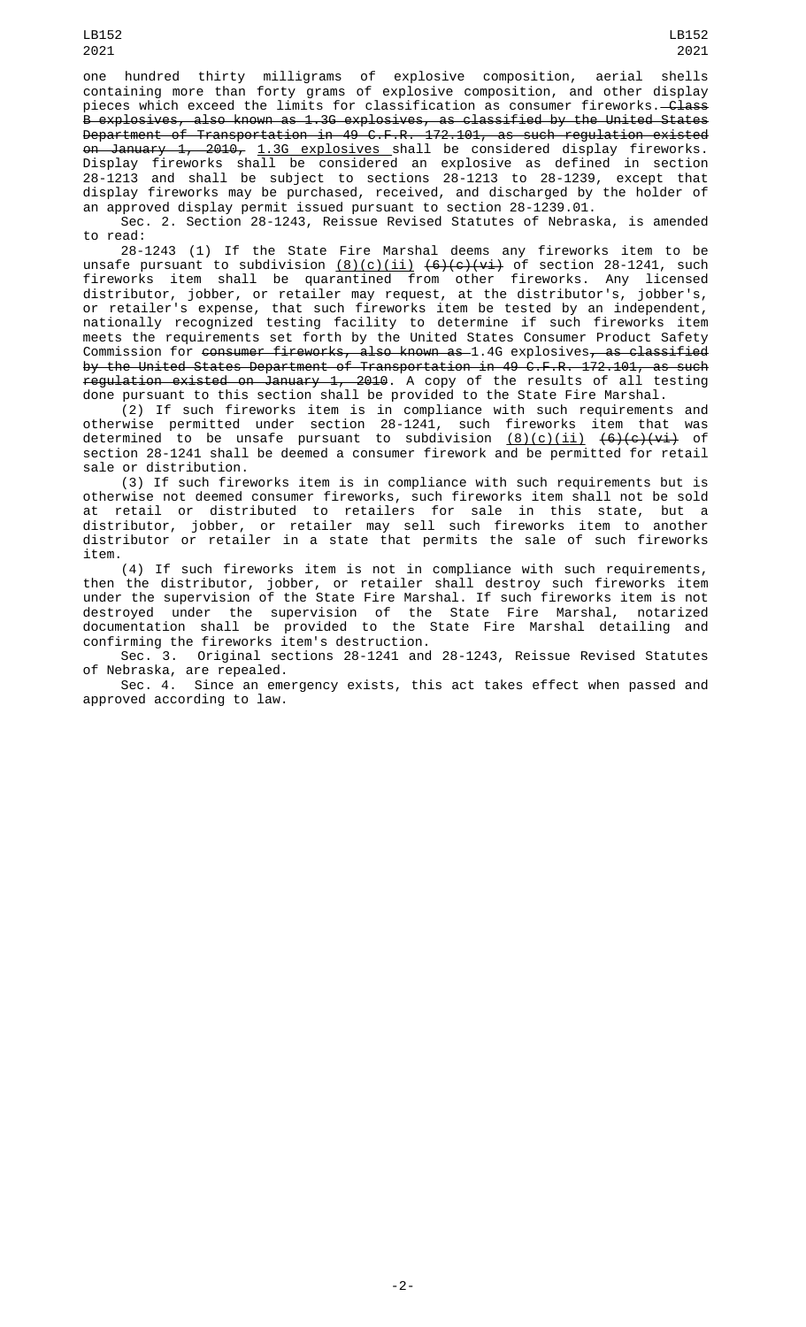one hundred thirty milligrams of explosive composition, aerial shells containing more than forty grams of explosive composition, and other display pieces which exceed the limits for classification as consumer fireworks. ~~Class B explosives, also known as 1.3G explosives, as classified by the United States Department of Transportation in 49 C.F.R. 172.101, as such regulation existed on January 1, 2010,~~ <u>1.3G explosives</u> shall be considered display fireworks. Display fireworks shall be considered an explosive as defined in section 28-1213 and shall be subject to sections 28-1213 to 28-1239, except that display fireworks may be purchased, received, and discharged by the holder of an approved display permit issued pursuant to section 28-1239.01.

Sec. 2. Section 28-1243, Reissue Revised Statutes of Nebraska, is amended to read:

28-1243 (1) If the State Fire Marshal deems any fireworks item to be unsafe pursuant to subdivision <u>(8)(c)(ii)</u> ~~(6)(c)(vi)~~ of section 28-1241, such fireworks item shall be quarantined from other fireworks. Any licensed distributor, jobber, or retailer may request, at the distributor's, jobber's, or retailer's expense, that such fireworks item be tested by an independent, nationally recognized testing facility to determine if such fireworks item meets the requirements set forth by the United States Consumer Product Safety Commission for ~~consumer fireworks, also known as~~ 1.4G explosives~~, as classified by the United States Department of Transportation in 49 C.F.R. 172.101, as such regulation existed on January 1, 2010~~. A copy of the results of all testing done pursuant to this section shall be provided to the State Fire Marshal.

(2) If such fireworks item is in compliance with such requirements and otherwise permitted under section 28-1241, such fireworks item that was determined to be unsafe pursuant to subdivision <u>(8)(c)(ii)</u> ~~(6)(c)(vi)~~ of section 28-1241 shall be deemed a consumer firework and be permitted for retail sale or distribution.

(3) If such fireworks item is in compliance with such requirements but is otherwise not deemed consumer fireworks, such fireworks item shall not be sold at retail or distributed to retailers for sale in this state, but a distributor, jobber, or retailer may sell such fireworks item to another distributor or retailer in a state that permits the sale of such fireworks item.

(4) If such fireworks item is not in compliance with such requirements, then the distributor, jobber, or retailer shall destroy such fireworks item under the supervision of the State Fire Marshal. If such fireworks item is not destroyed under the supervision of the State Fire Marshal, notarized documentation shall be provided to the State Fire Marshal detailing and confirming the fireworks item's destruction.

Sec. 3. Original sections 28-1241 and 28-1243, Reissue Revised Statutes of Nebraska, are repealed.

Sec. 4. Since an emergency exists, this act takes effect when passed and approved according to law.